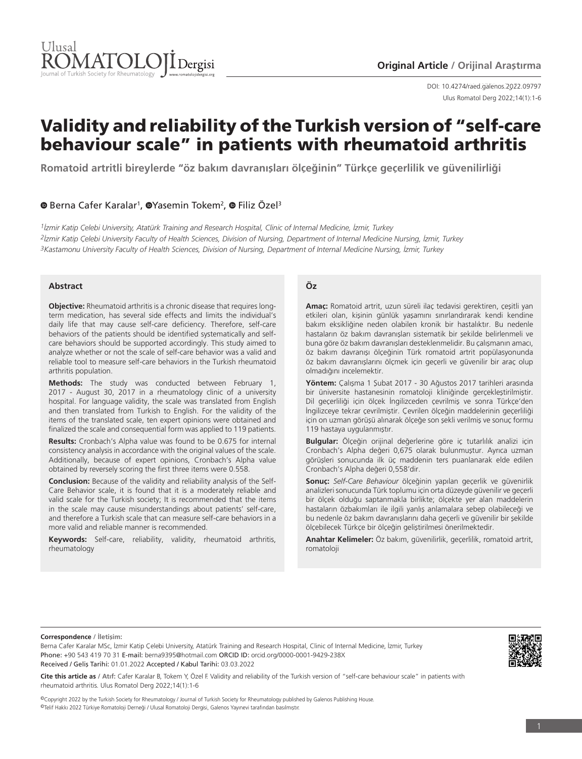**Original Article / Orijinal Araştırma**

DOI: 10.4274/raed.galenos.2022.09797

# Validity and reliability of the Turkish version of "self-care behaviour scale" in patients with rheumatoid arthritis

## Romatoid artritli bireylerde "öz bakım davranışları ölçeğinin" Türkçe geçerlilik ve güvenilirliği

Berna Cafer Karalar[1], Yasemin Tokem[2], Filiz Özel[3]

*[1]İzmir Katip Çelebi University, Atatürk Training and Research Hospital, Clinic of Internal Medicine, İzmir, Turkey*
*[2]İzmir Katip Çelebi University Faculty of Health Sciences, Division of Nursing, Department of Internal Medicine Nursing, İzmir, Turkey*
*[3]Kastamonu University Faculty of Health Sciences, Division of Nursing, Department of Internal Medicine Nursing, İzmir, Turkey*

### Abstract

**Objective:** Rheumatoid arthritis is a chronic disease that requires long-term medication, has several side effects and limits the individual's daily life that may cause self-care deficiency. Therefore, self-care behaviors of the patients should be identified systematically and self-care behaviors should be supported accordingly. This study aimed to analyze whether or not the scale of self-care behavior was a valid and reliable tool to measure self-care behaviors in the Turkish rheumatoid arthritis population.

**Methods:** The study was conducted between February 1, 2017 - August 30, 2017 in a rheumatology clinic of a university hospital. For language validity, the scale was translated from English and then translated from Turkish to English. For the validity of the items of the translated scale, ten expert opinions were obtained and finalized the scale and consequential form was applied to 119 patients.

**Results:** Cronbach's Alpha value was found to be 0.675 for internal consistency analysis in accordance with the original values of the scale. Additionally, because of expert opinions, Cronbach's Alpha value obtained by reversely scoring the first three items were 0.558.

**Conclusion:** Because of the validity and reliability analysis of the Self-Care Behavior scale, it is found that it is a moderately reliable and valid scale for the Turkish society; It is recommended that the items in the scale may cause misunderstandings about patients' self-care, and therefore a Turkish scale that can measure self-care behaviors in a more valid and reliable manner is recommended.

**Keywords:** Self-care, reliability, validity, rheumatoid arthritis, rheumatology

### Öz

**Amaç:** Romatoid artrit, uzun süreli ilaç tedavisi gerektiren, çeşitli yan etkileri olan, kişinin günlük yaşamını sınırlandırarak kendi kendine bakım eksikliğine neden olabilen kronik bir hastalıktır. Bu nedenle hastaların öz bakım davranışları sistematik bir şekilde belirlenmeli ve buna göre öz bakım davranışları desteklenmelidir. Bu çalışmanın amacı, öz bakım davranışı ölçeğinin Türk romatoid artrit popülasyonunda öz bakım davranışlarını ölçmek için geçerli ve güvenilir bir araç olup olmadığını incelemektir.

**Yöntem:** Çalışma 1 Şubat 2017 - 30 Ağustos 2017 tarihleri arasında bir üniversite hastanesinin romatoloji kliniğinde gerçekleştirilmiştir. Dil geçerliliği için ölçek İngilizceden çevrilmiş ve sonra Türkçe'den İngilizceye tekrar çevrilmiştir. Çevrilen ölçeğin maddelerinin geçerliliği için on uzman görüşü alınarak ölçeğe son şekli verilmiş ve sonuç formu 119 hastaya uygulanmıştır.

**Bulgular:** Ölçeğin orijinal değerlerine göre iç tutarlılık analizi için Cronbach's Alpha değeri 0,675 olarak bulunmuştur. Ayrıca uzman görüşleri sonucunda ilk üç maddenin ters puanlanarak elde edilen Cronbach's Alpha değeri 0,558'dir.

**Sonuç:** *Self-Care Behaviour* ölçeğinin yapılan geçerlik ve güvenirlik analizleri sonucunda Türk toplumu için orta düzeyde güvenilir ve geçerli bir ölçek olduğu saptanmakla birlikte; ölçekte yer alan maddelerin hastaların özbakımları ile ilgili yanlış anlamalara sebep olabileceği ve bu nedenle öz bakım davranışlarını daha geçerli ve güvenilir bir şekilde ölçebilecek Türkçe bir ölçeğin geliştirilmesi önerilmektedir.

**Anahtar Kelimeler:** Öz bakım, güvenilirlik, geçerlilik, romatoid artrit, romatoloji

**Correspondence / İletişim:**
Berna Cafer Karalar MSc, İzmir Katip Çelebi University, Atatürk Training and Research Hospital, Clinic of Internal Medicine, İzmir, Turkey
Phone: +90 543 419 70 31 E-mail: berna9395@hotmail.com ORCID ID: orcid.org/0000-0001-9429-238X
Received / Geliş Tarihi: 01.01.2022 Accepted / Kabul Tarihi: 03.03.2022

**Cite this article as / Atıf:** Cafer Karalar B, Tokem Y, Özel F. Validity and reliability of the Turkish version of "self-care behaviour scale" in patients with rheumatoid arthritis. Ulus Romatol Derg 2022;14(1):1-6

©Copyright 2022 by the Turkish Society for Rheumatology / Journal of Turkish Society for Rheumatology published by Galenos Publishing House.
©Telif Hakkı 2022 Türkiye Romatoloji Derneği / Ulusal Romatoloji Dergisi, Galenos Yayınevi tarafından basılmıştır.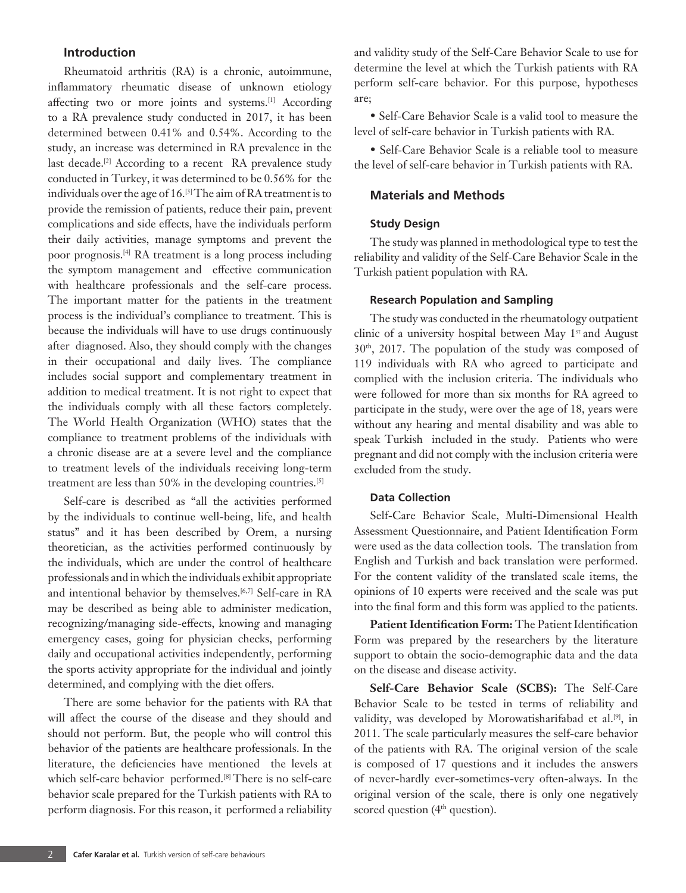## Introduction

Rheumatoid arthritis (RA) is a chronic, autoimmune, inflammatory rheumatic disease of unknown etiology affecting two or more joints and systems.[1] According to a RA prevalence study conducted in 2017, it has been determined between 0.41% and 0.54%. According to the study, an increase was determined in RA prevalence in the last decade.[2] According to a recent RA prevalence study conducted in Turkey, it was determined to be 0.56% for the individuals over the age of 16.[3] The aim of RA treatment is to provide the remission of patients, reduce their pain, prevent complications and side effects, have the individuals perform their daily activities, manage symptoms and prevent the poor prognosis.[4] RA treatment is a long process including the symptom management and effective communication with healthcare professionals and the self-care process. The important matter for the patients in the treatment process is the individual's compliance to treatment. This is because the individuals will have to use drugs continuously after diagnosed. Also, they should comply with the changes in their occupational and daily lives. The compliance includes social support and complementary treatment in addition to medical treatment. It is not right to expect that the individuals comply with all these factors completely. The World Health Organization (WHO) states that the compliance to treatment problems of the individuals with a chronic disease are at a severe level and the compliance to treatment levels of the individuals receiving long-term treatment are less than 50% in the developing countries.[5]

Self-care is described as "all the activities performed by the individuals to continue well-being, life, and health status" and it has been described by Orem, a nursing theoretician, as the activities performed continuously by the individuals, which are under the control of healthcare professionals and in which the individuals exhibit appropriate and intentional behavior by themselves.[6,7] Self-care in RA may be described as being able to administer medication, recognizing/managing side-effects, knowing and managing emergency cases, going for physician checks, performing daily and occupational activities independently, performing the sports activity appropriate for the individual and jointly determined, and complying with the diet offers.

There are some behavior for the patients with RA that will affect the course of the disease and they should and should not perform. But, the people who will control this behavior of the patients are healthcare professionals. In the literature, the deficiencies have mentioned the levels at which self-care behavior performed.[8] There is no self-care behavior scale prepared for the Turkish patients with RA to perform diagnosis. For this reason, it performed a reliability and validity study of the Self-Care Behavior Scale to use for determine the level at which the Turkish patients with RA perform self-care behavior. For this purpose, hypotheses are;

- Self-Care Behavior Scale is a valid tool to measure the level of self-care behavior in Turkish patients with RA.
- Self-Care Behavior Scale is a reliable tool to measure the level of self-care behavior in Turkish patients with RA.

## Materials and Methods

### Study Design

The study was planned in methodological type to test the reliability and validity of the Self-Care Behavior Scale in the Turkish patient population with RA.

### Research Population and Sampling

The study was conducted in the rheumatology outpatient clinic of a university hospital between May 1st and August 30th, 2017. The population of the study was composed of 119 individuals with RA who agreed to participate and complied with the inclusion criteria. The individuals who were followed for more than six months for RA agreed to participate in the study, were over the age of 18, years were without any hearing and mental disability and was able to speak Turkish included in the study. Patients who were pregnant and did not comply with the inclusion criteria were excluded from the study.

### Data Collection

Self-Care Behavior Scale, Multi-Dimensional Health Assessment Questionnaire, and Patient Identification Form were used as the data collection tools. The translation from English and Turkish and back translation were performed. For the content validity of the translated scale items, the opinions of 10 experts were received and the scale was put into the final form and this form was applied to the patients.

**Patient Identification Form:** The Patient Identification Form was prepared by the researchers by the literature support to obtain the socio-demographic data and the data on the disease and disease activity.

**Self-Care Behavior Scale (SCBS):** The Self-Care Behavior Scale to be tested in terms of reliability and validity, was developed by Morowatisharifabad et al.[9], in 2011. The scale particularly measures the self-care behavior of the patients with RA. The original version of the scale is composed of 17 questions and it includes the answers of never-hardly ever-sometimes-very often-always. In the original version of the scale, there is only one negatively scored question (4th question).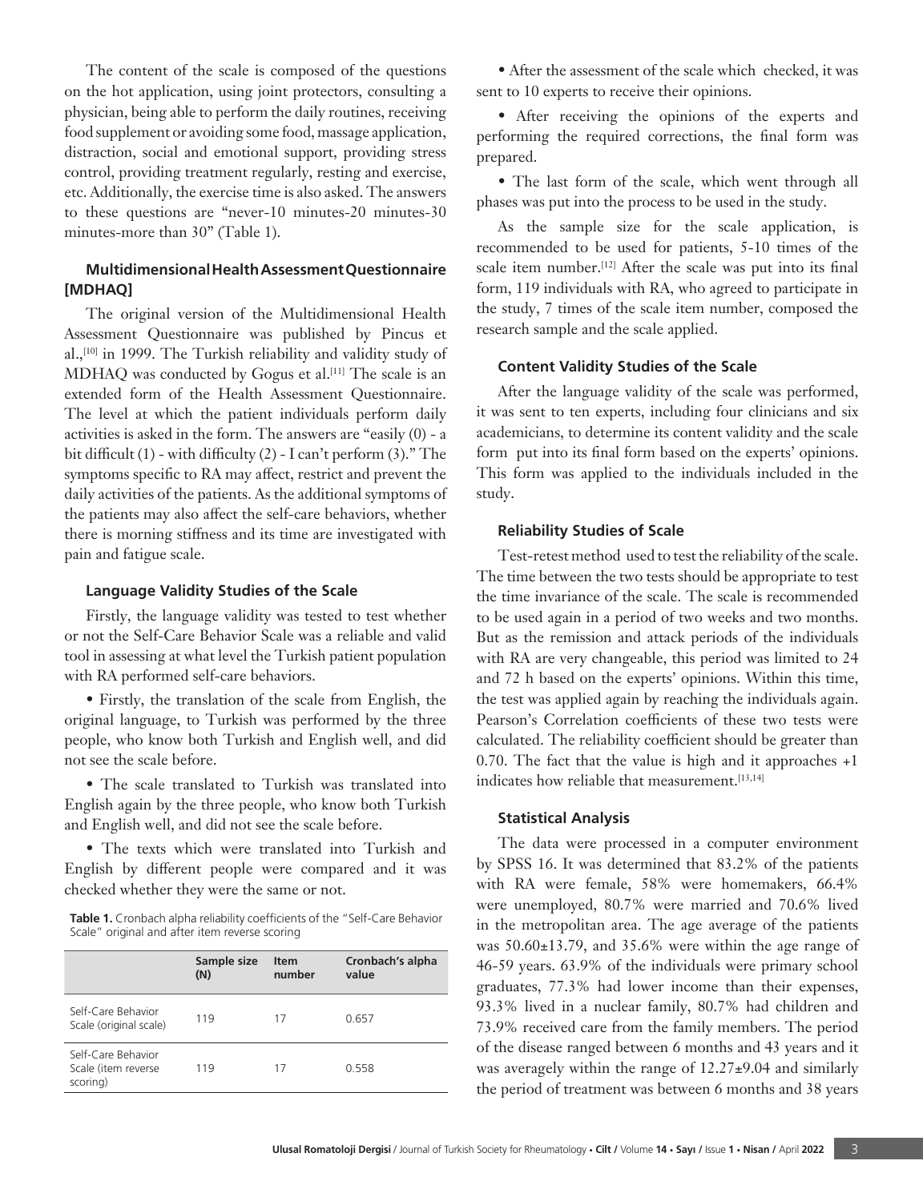The content of the scale is composed of the questions on the hot application, using joint protectors, consulting a physician, being able to perform the daily routines, receiving food supplement or avoiding some food, massage application, distraction, social and emotional support, providing stress control, providing treatment regularly, resting and exercise, etc. Additionally, the exercise time is also asked. The answers to these questions are "never-10 minutes-20 minutes-30 minutes-more than 30" (Table 1).

### Multidimensional Health Assessment Questionnaire [MDHAQ]

The original version of the Multidimensional Health Assessment Questionnaire was published by Pincus et al.,[10] in 1999. The Turkish reliability and validity study of MDHAQ was conducted by Gogus et al.[11] The scale is an extended form of the Health Assessment Questionnaire. The level at which the patient individuals perform daily activities is asked in the form. The answers are "easily (0) - a bit difficult (1) - with difficulty (2) - I can't perform (3)." The symptoms specific to RA may affect, restrict and prevent the daily activities of the patients. As the additional symptoms of the patients may also affect the self-care behaviors, whether there is morning stiffness and its time are investigated with pain and fatigue scale.

### Language Validity Studies of the Scale

Firstly, the language validity was tested to test whether or not the Self-Care Behavior Scale was a reliable and valid tool in assessing at what level the Turkish patient population with RA performed self-care behaviors.

- Firstly, the translation of the scale from English, the original language, to Turkish was performed by the three people, who know both Turkish and English well, and did not see the scale before.
- The scale translated to Turkish was translated into English again by the three people, who know both Turkish and English well, and did not see the scale before.
- The texts which were translated into Turkish and English by different people were compared and it was checked whether they were the same or not.

**Table 1.** Cronbach alpha reliability coefficients of the "Self-Care Behavior Scale" original and after item reverse scoring

| | Sample size (N) | Item number | Cronbach's alpha value |
|---|---|---|---|
| Self-Care Behavior Scale (original scale) | 119 | 17 | 0.657 |
| Self-Care Behavior Scale (item reverse scoring) | 119 | 17 | 0.558 |

- After the assessment of the scale which checked, it was sent to 10 experts to receive their opinions.
- After receiving the opinions of the experts and performing the required corrections, the final form was prepared.
- The last form of the scale, which went through all phases was put into the process to be used in the study.

As the sample size for the scale application, is recommended to be used for patients, 5-10 times of the scale item number.[12] After the scale was put into its final form, 119 individuals with RA, who agreed to participate in the study, 7 times of the scale item number, composed the research sample and the scale applied.

### Content Validity Studies of the Scale

After the language validity of the scale was performed, it was sent to ten experts, including four clinicians and six academicians, to determine its content validity and the scale form put into its final form based on the experts' opinions. This form was applied to the individuals included in the study.

### Reliability Studies of Scale

Test-retest method used to test the reliability of the scale. The time between the two tests should be appropriate to test the time invariance of the scale. The scale is recommended to be used again in a period of two weeks and two months. But as the remission and attack periods of the individuals with RA are very changeable, this period was limited to 24 and 72 h based on the experts' opinions. Within this time, the test was applied again by reaching the individuals again. Pearson's Correlation coefficients of these two tests were calculated. The reliability coefficient should be greater than 0.70. The fact that the value is high and it approaches +1 indicates how reliable that measurement.[13,14]

### Statistical Analysis

The data were processed in a computer environment by SPSS 16. It was determined that 83.2% of the patients with RA were female, 58% were homemakers, 66.4% were unemployed, 80.7% were married and 70.6% lived in the metropolitan area. The age average of the patients was 50.60±13.79, and 35.6% were within the age range of 46-59 years. 63.9% of the individuals were primary school graduates, 77.3% had lower income than their expenses, 93.3% lived in a nuclear family, 80.7% had children and 73.9% received care from the family members. The period of the disease ranged between 6 months and 43 years and it was averagely within the range of 12.27±9.04 and similarly the period of treatment was between 6 months and 38 years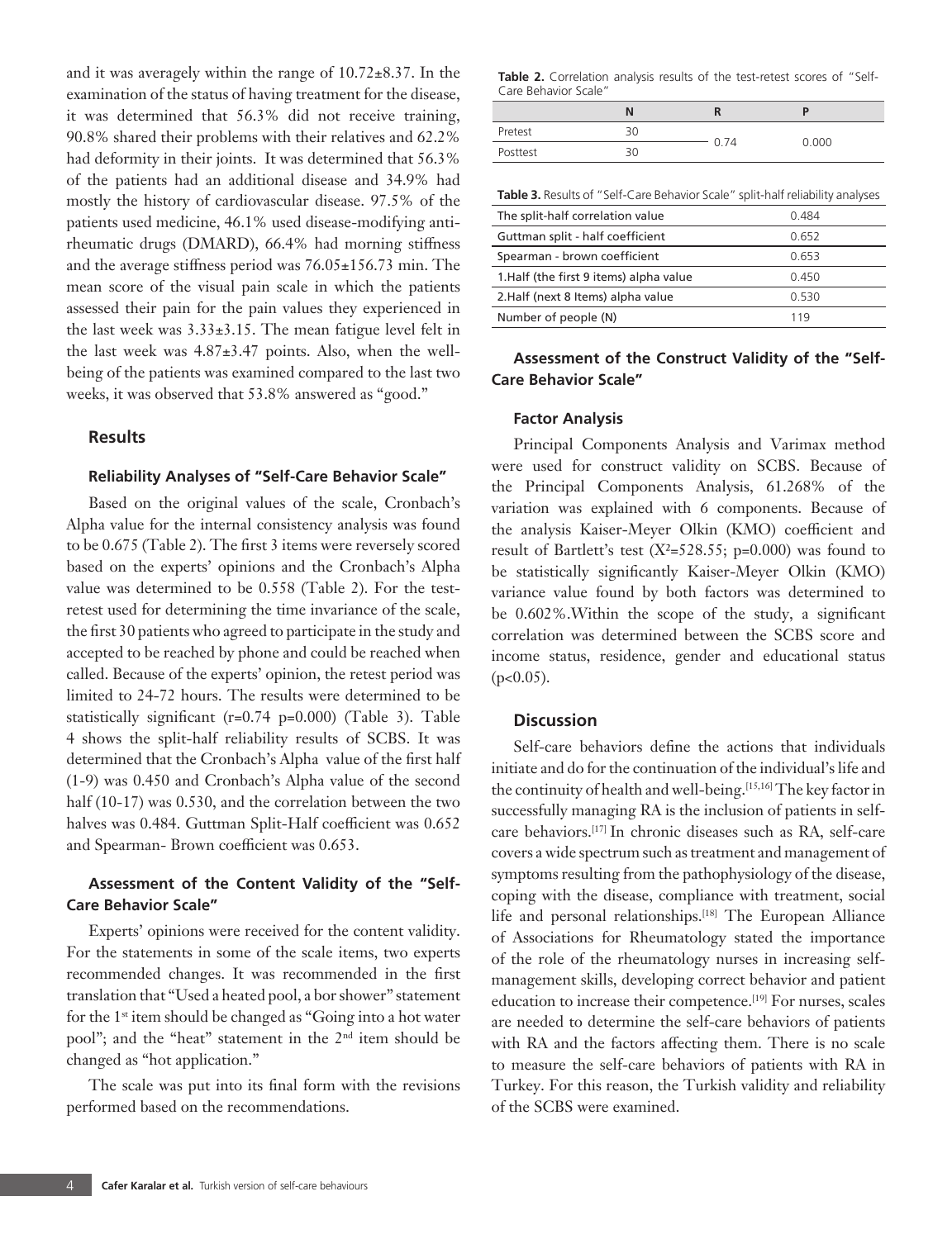and it was averagely within the range of 10.72±8.37. In the examination of the status of having treatment for the disease, it was determined that 56.3% did not receive training, 90.8% shared their problems with their relatives and 62.2% had deformity in their joints. It was determined that 56.3% of the patients had an additional disease and 34.9% had mostly the history of cardiovascular disease. 97.5% of the patients used medicine, 46.1% used disease-modifying anti-rheumatic drugs (DMARD), 66.4% had morning stiffness and the average stiffness period was 76.05±156.73 min. The mean score of the visual pain scale in which the patients assessed their pain for the pain values they experienced in the last week was 3.33±3.15. The mean fatigue level felt in the last week was 4.87±3.47 points. Also, when the well-being of the patients was examined compared to the last two weeks, it was observed that 53.8% answered as "good."

## Results

### Reliability Analyses of "Self-Care Behavior Scale"

Based on the original values of the scale, Cronbach's Alpha value for the internal consistency analysis was found to be 0.675 (Table 2). The first 3 items were reversely scored based on the experts' opinions and the Cronbach's Alpha value was determined to be 0.558 (Table 2). For the test-retest used for determining the time invariance of the scale, the first 30 patients who agreed to participate in the study and accepted to be reached by phone and could be reached when called. Because of the experts' opinion, the retest period was limited to 24-72 hours. The results were determined to be statistically significant (r=0.74 p=0.000) (Table 3). Table 4 shows the split-half reliability results of SCBS. It was determined that the Cronbach's Alpha value of the first half (1-9) was 0.450 and Cronbach's Alpha value of the second half (10-17) was 0.530, and the correlation between the two halves was 0.484. Guttman Split-Half coefficient was 0.652 and Spearman- Brown coefficient was 0.653.

### Assessment of the Content Validity of the "Self-Care Behavior Scale"

Experts' opinions were received for the content validity. For the statements in some of the scale items, two experts recommended changes. It was recommended in the first translation that "Used a heated pool, a bor shower" statement for the 1st item should be changed as "Going into a hot water pool"; and the "heat" statement in the 2nd item should be changed as "hot application."

The scale was put into its final form with the revisions performed based on the recommendations.

**Table 2.** Correlation analysis results of the test-retest scores of "Self-Care Behavior Scale"

| | N | R | P |
|---|---|---|---|
| Pretest | 30 | 0.74 | 0.000 |
| Posttest | 30 | | |

**Table 3.** Results of "Self-Care Behavior Scale" split-half reliability analyses

| | |
|---|---|
| The split-half correlation value | 0.484 |
| Guttman split - half coefficient | 0.652 |
| Spearman - brown coefficient | 0.653 |
| 1.Half (the first 9 items) alpha value | 0.450 |
| 2.Half (next 8 Items) alpha value | 0.530 |
| Number of people (N) | 119 |

### Assessment of the Construct Validity of the "Self-Care Behavior Scale"

#### Factor Analysis

Principal Components Analysis and Varimax method were used for construct validity on SCBS. Because of the Principal Components Analysis, 61.268% of the variation was explained with 6 components. Because of the analysis Kaiser-Meyer Olkin (KMO) coefficient and result of Bartlett's test ($X^2$=528.55; p=0.000) was found to be statistically significantly Kaiser-Meyer Olkin (KMO) variance value found by both factors was determined to be 0.602%.Within the scope of the study, a significant correlation was determined between the SCBS score and income status, residence, gender and educational status ($p<0.05$).

## Discussion

Self-care behaviors define the actions that individuals initiate and do for the continuation of the individual's life and the continuity of health and well-being.[15,16] The key factor in successfully managing RA is the inclusion of patients in self-care behaviors.[17] In chronic diseases such as RA, self-care covers a wide spectrum such as treatment and management of symptoms resulting from the pathophysiology of the disease, coping with the disease, compliance with treatment, social life and personal relationships.[18] The European Alliance of Associations for Rheumatology stated the importance of the role of the rheumatology nurses in increasing self-management skills, developing correct behavior and patient education to increase their competence.[19] For nurses, scales are needed to determine the self-care behaviors of patients with RA and the factors affecting them. There is no scale to measure the self-care behaviors of patients with RA in Turkey. For this reason, the Turkish validity and reliability of the SCBS were examined.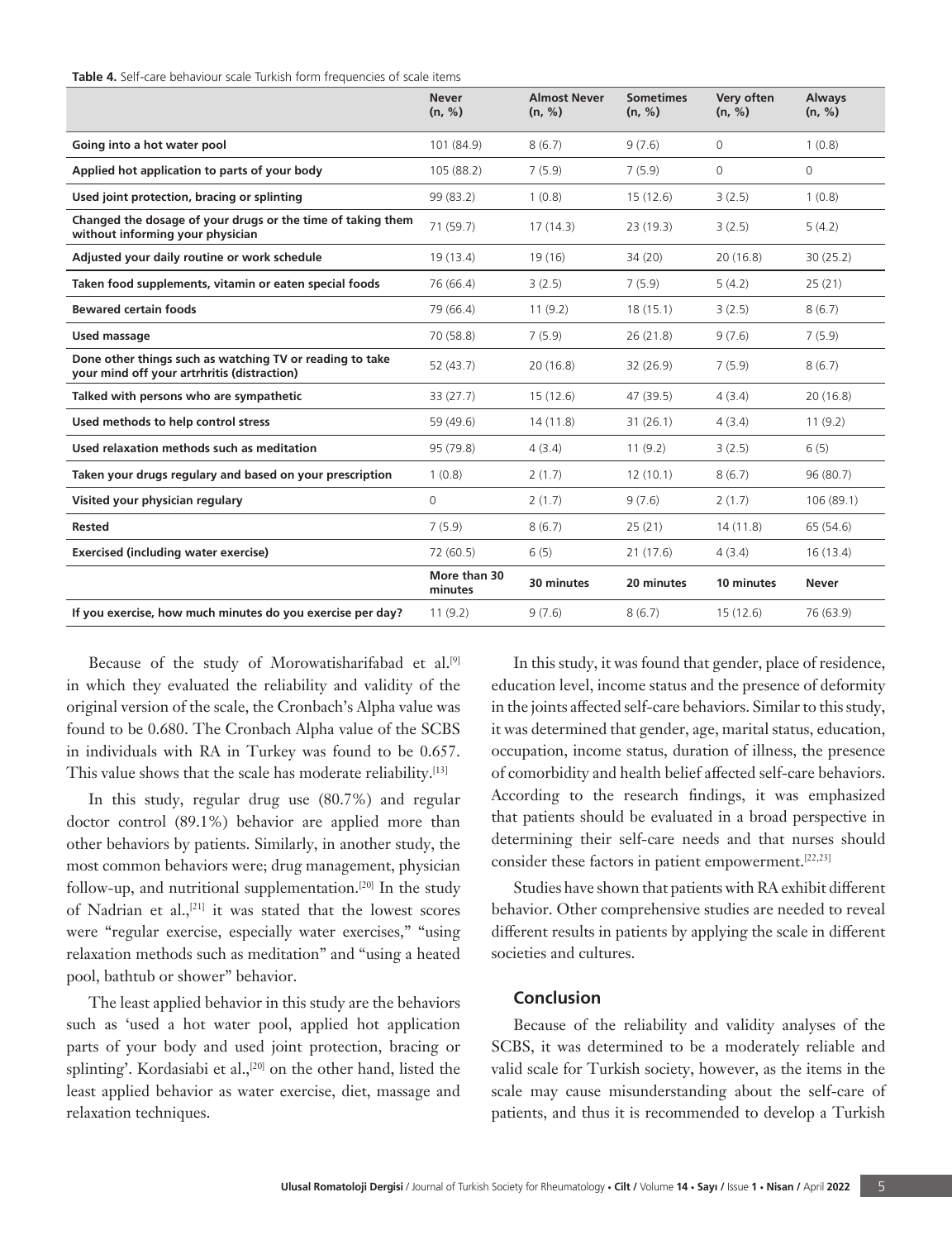**Table 4.** Self-care behaviour scale Turkish form frequencies of scale items

| | Never (n, %) | Almost Never (n, %) | Sometimes (n, %) | Very often (n, %) | Always (n, %) |
|---|---|---|---|---|---|
| **Going into a hot water pool** | 101 (84.9) | 8 (6.7) | 9 (7.6) | 0 | 1 (0.8) |
| **Applied hot application to parts of your body** | 105 (88.2) | 7 (5.9) | 7 (5.9) | 0 | 0 |
| **Used joint protection, bracing or splinting** | 99 (83.2) | 1 (0.8) | 15 (12.6) | 3 (2.5) | 1 (0.8) |
| **Changed the dosage of your drugs or the time of taking them without informing your physician** | 71 (59.7) | 17 (14.3) | 23 (19.3) | 3 (2.5) | 5 (4.2) |
| **Adjusted your daily routine or work schedule** | 19 (13.4) | 19 (16) | 34 (20) | 20 (16.8) | 30 (25.2) |
| **Taken food supplements, vitamin or eaten special foods** | 76 (66.4) | 3 (2.5) | 7 (5.9) | 5 (4.2) | 25 (21) |
| **Bewared certain foods** | 79 (66.4) | 11 (9.2) | 18 (15.1) | 3 (2.5) | 8 (6.7) |
| **Used massage** | 70 (58.8) | 7 (5.9) | 26 (21.8) | 9 (7.6) | 7 (5.9) |
| **Done other things such as watching TV or reading to take your mind off your artrhritis (distraction)** | 52 (43.7) | 20 (16.8) | 32 (26.9) | 7 (5.9) | 8 (6.7) |
| **Talked with persons who are sympathetic** | 33 (27.7) | 15 (12.6) | 47 (39.5) | 4 (3.4) | 20 (16.8) |
| **Used methods to help control stress** | 59 (49.6) | 14 (11.8) | 31 (26.1) | 4 (3.4) | 11 (9.2) |
| **Used relaxation methods such as meditation** | 95 (79.8) | 4 (3.4) | 11 (9.2) | 3 (2.5) | 6 (5) |
| **Taken your drugs regulary and based on your prescription** | 1 (0.8) | 2 (1.7) | 12 (10.1) | 8 (6.7) | 96 (80.7) |
| **Visited your physician regulary** | 0 | 2 (1.7) | 9 (7.6) | 2 (1.7) | 106 (89.1) |
| **Rested** | 7 (5.9) | 8 (6.7) | 25 (21) | 14 (11.8) | 65 (54.6) |
| **Exercised (including water exercise)** | 72 (60.5) | 6 (5) | 21 (17.6) | 4 (3.4) | 16 (13.4) |
| | **More than 30 minutes** | **30 minutes** | **20 minutes** | **10 minutes** | **Never** |
| **If you exercise, how much minutes do you exercise per day?** | 11 (9.2) | 9 (7.6) | 8 (6.7) | 15 (12.6) | 76 (63.9) |

Because of the study of Morowatisharifabad et al.[9] in which they evaluated the reliability and validity of the original version of the scale, the Cronbach's Alpha value was found to be 0.680. The Cronbach Alpha value of the SCBS in individuals with RA in Turkey was found to be 0.657. This value shows that the scale has moderate reliability.[13]

In this study, regular drug use (80.7%) and regular doctor control (89.1%) behavior are applied more than other behaviors by patients. Similarly, in another study, the most common behaviors were; drug management, physician follow-up, and nutritional supplementation.[20] In the study of Nadrian et al.,[21] it was stated that the lowest scores were "regular exercise, especially water exercises," "using relaxation methods such as meditation" and "using a heated pool, bathtub or shower" behavior.

The least applied behavior in this study are the behaviors such as 'used a hot water pool, applied hot application parts of your body and used joint protection, bracing or splinting'. Kordasiabi et al.,[20] on the other hand, listed the least applied behavior as water exercise, diet, massage and relaxation techniques.

In this study, it was found that gender, place of residence, education level, income status and the presence of deformity in the joints affected self-care behaviors. Similar to this study, it was determined that gender, age, marital status, education, occupation, income status, duration of illness, the presence of comorbidity and health belief affected self-care behaviors. According to the research findings, it was emphasized that patients should be evaluated in a broad perspective in determining their self-care needs and that nurses should consider these factors in patient empowerment.[22,23]

Studies have shown that patients with RA exhibit different behavior. Other comprehensive studies are needed to reveal different results in patients by applying the scale in different societies and cultures.

## Conclusion

Because of the reliability and validity analyses of the SCBS, it was determined to be a moderately reliable and valid scale for Turkish society, however, as the items in the scale may cause misunderstanding about the self-care of patients, and thus it is recommended to develop a Turkish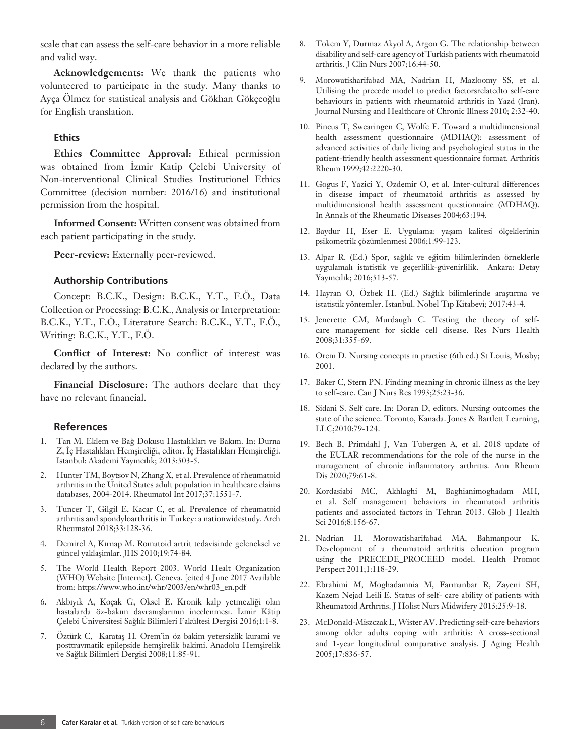scale that can assess the self-care behavior in a more reliable and valid way.

**Acknowledgements:** We thank the patients who volunteered to participate in the study. Many thanks to Ayça Ölmez for statistical analysis and Gökhan Gökçeoğlu for English translation.

### Ethics

**Ethics Committee Approval:** Ethical permission was obtained from İzmir Katip Çelebi University of Non-interventional Clinical Studies Institutionel Ethics Committee (decision number: 2016/16) and institutional permission from the hospital.

**Informed Consent:** Written consent was obtained from each patient participating in the study.

**Peer-review:** Externally peer-reviewed.

### Authorship Contributions

Concept: B.C.K., Design: B.C.K., Y.T., F.Ö., Data Collection or Processing: B.C.K., Analysis or Interpretation: B.C.K., Y.T., F.Ö., Literature Search: B.C.K., Y.T., F.Ö., Writing: B.C.K., Y.T., F.Ö.

**Conflict of Interest:** No conflict of interest was declared by the authors.

**Financial Disclosure:** The authors declare that they have no relevant financial.

## References

1. Tan M. Eklem ve Bağ Dokusu Hastalıkları ve Bakım. In: Durna Z, İç Hastalıkları Hemşireliği, editor. İç Hastalıkları Hemşireliği. Istanbul: Akademi Yayıncılık; 2013:503-5.
2. Hunter TM, Boytsov N, Zhang X, et al. Prevalence of rheumatoid arthritis in the United States adult population in healthcare claims databases, 2004-2014. Rheumatol Int 2017;37:1551-7.
3. Tuncer T, Gilgil E, Kacar C, et al. Prevalence of rheumatoid arthritis and spondyloarthritis in Turkey: a nationwidestudy. Arch Rheumatol 2018;33:128-36.
4. Demirel A, Kırnap M. Romatoid artrit tedavisinde geleneksel ve güncel yaklaşimlar. JHS 2010;19:74-84.
5. The World Health Report 2003. World Healt Organization (WHO) Website [Internet]. Geneva. [cited 4 June 2017 Available from: https://www.who.int/whr/2003/en/whr03_en.pdf
6. Akbıyık A, Koçak G, Oksel E. Kronik kalp yetmezliği olan hastalarda öz-bakım davranışlarının incelenmesi. İzmir Kâtip Çelebi Üniversitesi Sağlık Bilimleri Fakültesi Dergisi 2016;1:1-8.
7. Öztürk C, Karataş H. Orem'in öz bakim yetersizlik kurami ve posttravmatik epilepside hemşirelik bakimi. Anadolu Hemşirelik ve Sağlık Bilimleri Dergisi 2008;11:85-91.
8. Tokem Y, Durmaz Akyol A, Argon G. The relationship between disability and self-care agency of Turkish patients with rheumatoid arthritis. J Clin Nurs 2007;16:44-50.
9. Morowatisharifabad MA, Nadrian H, Mazloomy SS, et al. Utilising the precede model to predict factorsrelatedto self-care behaviours in patients with rheumatoid arthritis in Yazd (Iran). Journal Nursing and Healthcare of Chronic Illness 2010; 2:32-40.
10. Pincus T, Swearingen C, Wolfe F. Toward a multidimensional health assessment questionnaire (MDHAQ): assessment of advanced activities of daily living and psychological status in the patient-friendly health assessment questionnaire format. Arthritis Rheum 1999;42:2220-30.
11. Gogus F, Yazici Y, Ozdemir O, et al. Inter-cultural differences in disease impact of rheumatoid arthritis as assessed by multidimensional health assessment questionnaire (MDHAQ). In Annals of the Rheumatic Diseases 2004;63:194.
12. Baydur H, Eser E. Uygulama: yaşam kalitesi ölçeklerinin psikometrik çözümlenmesi 2006;1:99-123.
13. Alpar R. (Ed.) Spor, sağlık ve eğitim bilimlerinden örneklerle uygulamalı istatistik ve geçerlilik-güvenirlilik. Ankara: Detay Yayıncılık; 2016;513-57.
14. Hayran O, Özbek H. (Ed.) Sağlık bilimlerinde araştırma ve istatistik yöntemler. Istanbul. Nobel Tıp Kitabevi; 2017:43-4.
15. Jenerette CM, Murdaugh C. Testing the theory of self-care management for sickle cell disease. Res Nurs Health 2008;31:355-69.
16. Orem D. Nursing concepts in practise (6th ed.) St Louis, Mosby; 2001.
17. Baker C, Stern PN. Finding meaning in chronic illness as the key to self-care. Can J Nurs Res 1993;25:23-36.
18. Sidani S. Self care. In: Doran D, editors. Nursing outcomes the state of the science. Toronto, Kanada. Jones & Bartlett Learning, LLC;2010:79-124.
19. Bech B, Primdahl J, Van Tubergen A, et al. 2018 update of the EULAR recommendations for the role of the nurse in the management of chronic inflammatory arthritis. Ann Rheum Dis 2020;79:61-8.
20. Kordasiabi MC, Akhlaghi M, Baghianimoghadam MH, et al. Self management behaviors in rheumatoid arthritis patients and associated factors in Tehran 2013. Glob J Health Sci 2016;8:156-67.
21. Nadrian H, Morowatisharifabad MA, Bahmanpour K. Development of a rheumatoid arthritis education program using the PRECEDE_PROCEED model. Health Promot Perspect 2011;1:118-29.
22. Ebrahimi M, Moghadamnia M, Farmanbar R, Zayeni SH, Kazem Nejad Leili E. Status of self- care ability of patients with Rheumatoid Arthritis. J Holist Nurs Midwifery 2015;25:9-18.
23. McDonald-Miszczak L, Wister AV. Predicting self-care behaviors among older adults coping with arthritis: A cross-sectional and 1-year longitudinal comparative analysis. J Aging Health 2005;17:836-57.